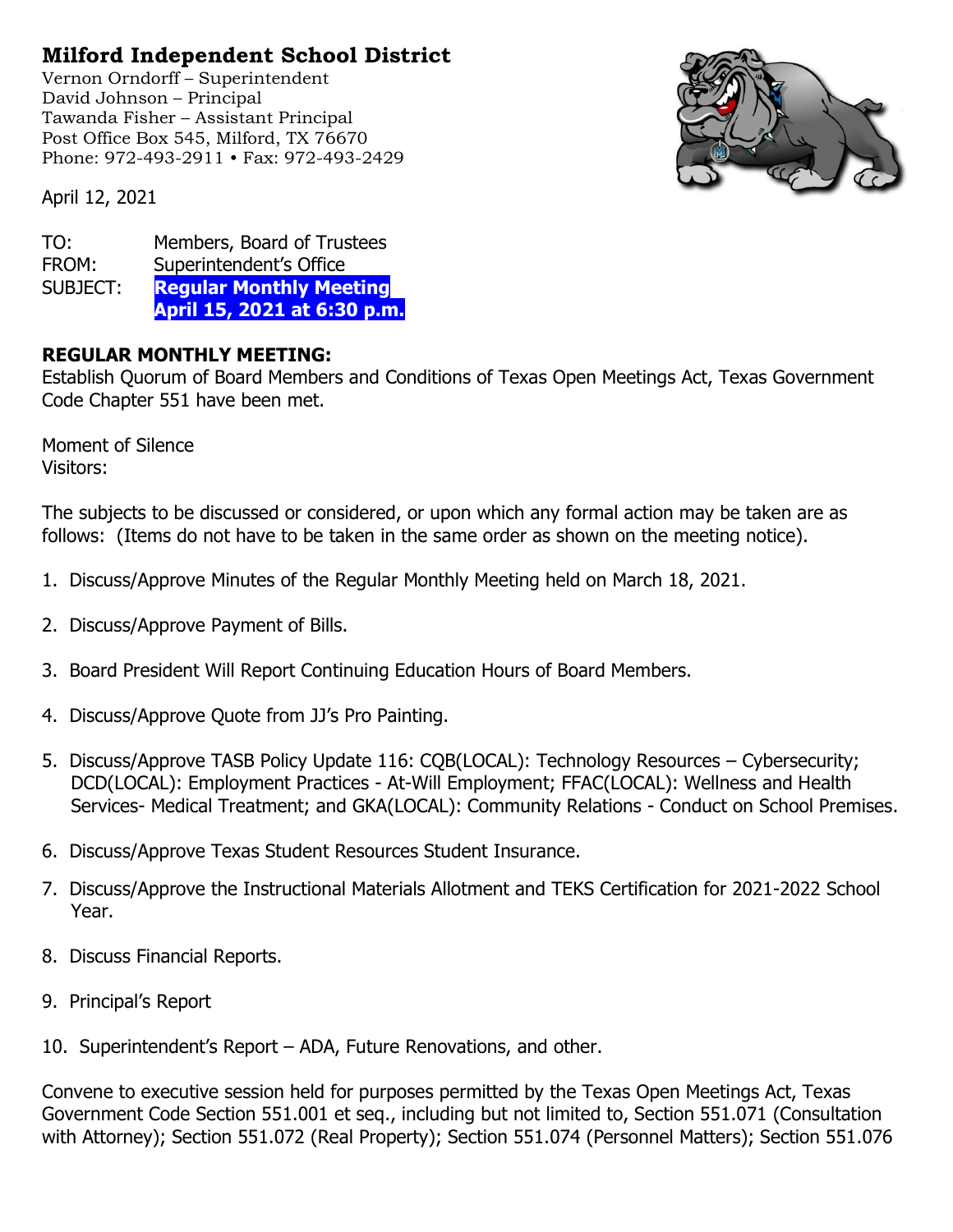# Milford Independent School District

Vernon Orndorff – Superintendent
David Johnson – Principal
Tawanda Fisher – Assistant Principal
Post Office Box 545, Milford, TX 76670
Phone: 972-493-2911 • Fax: 972-493-2429

April 12, 2021

TO: Members, Board of Trustees
FROM: Superintendent's Office
SUBJECT: **Regular Monthly Meeting**
**April 15, 2021 at 6:30 p.m.**

**REGULAR MONTHLY MEETING:**
Establish Quorum of Board Members and Conditions of Texas Open Meetings Act, Texas Government Code Chapter 551 have been met.

Moment of Silence
Visitors:

The subjects to be discussed or considered, or upon which any formal action may be taken are as follows: (Items do not have to be taken in the same order as shown on the meeting notice).

1. Discuss/Approve Minutes of the Regular Monthly Meeting held on March 18, 2021.
2. Discuss/Approve Payment of Bills.
3. Board President Will Report Continuing Education Hours of Board Members.
4. Discuss/Approve Quote from JJ's Pro Painting.
5. Discuss/Approve TASB Policy Update 116: CQB(LOCAL): Technology Resources – Cybersecurity; DCD(LOCAL): Employment Practices - At-Will Employment; FFAC(LOCAL): Wellness and Health Services- Medical Treatment; and GKA(LOCAL): Community Relations - Conduct on School Premises.
6. Discuss/Approve Texas Student Resources Student Insurance.
7. Discuss/Approve the Instructional Materials Allotment and TEKS Certification for 2021-2022 School Year.
8. Discuss Financial Reports.
9. Principal's Report
10. Superintendent's Report – ADA, Future Renovations, and other.

Convene to executive session held for purposes permitted by the Texas Open Meetings Act, Texas Government Code Section 551.001 et seq., including but not limited to, Section 551.071 (Consultation with Attorney); Section 551.072 (Real Property); Section 551.074 (Personnel Matters); Section 551.076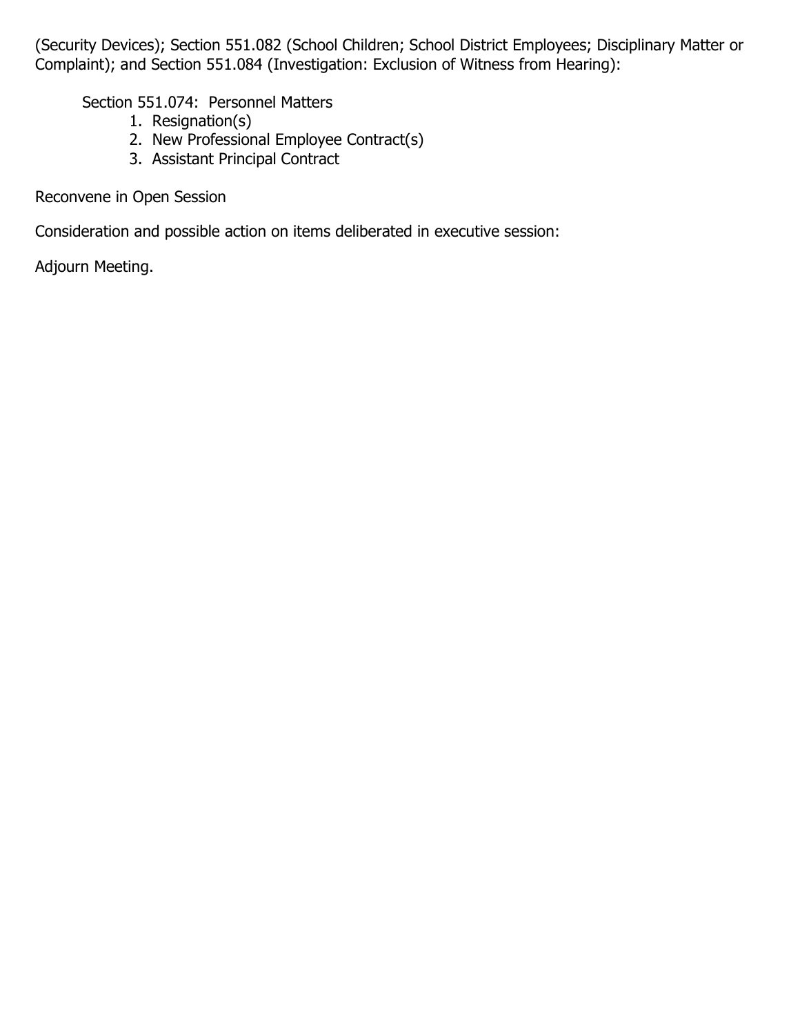(Security Devices); Section 551.082 (School Children; School District Employees; Disciplinary Matter or Complaint); and Section 551.084 (Investigation: Exclusion of Witness from Hearing):

Section 551.074: Personnel Matters

1. Resignation(s)
2. New Professional Employee Contract(s)
3. Assistant Principal Contract

Reconvene in Open Session

Consideration and possible action on items deliberated in executive session:

Adjourn Meeting.